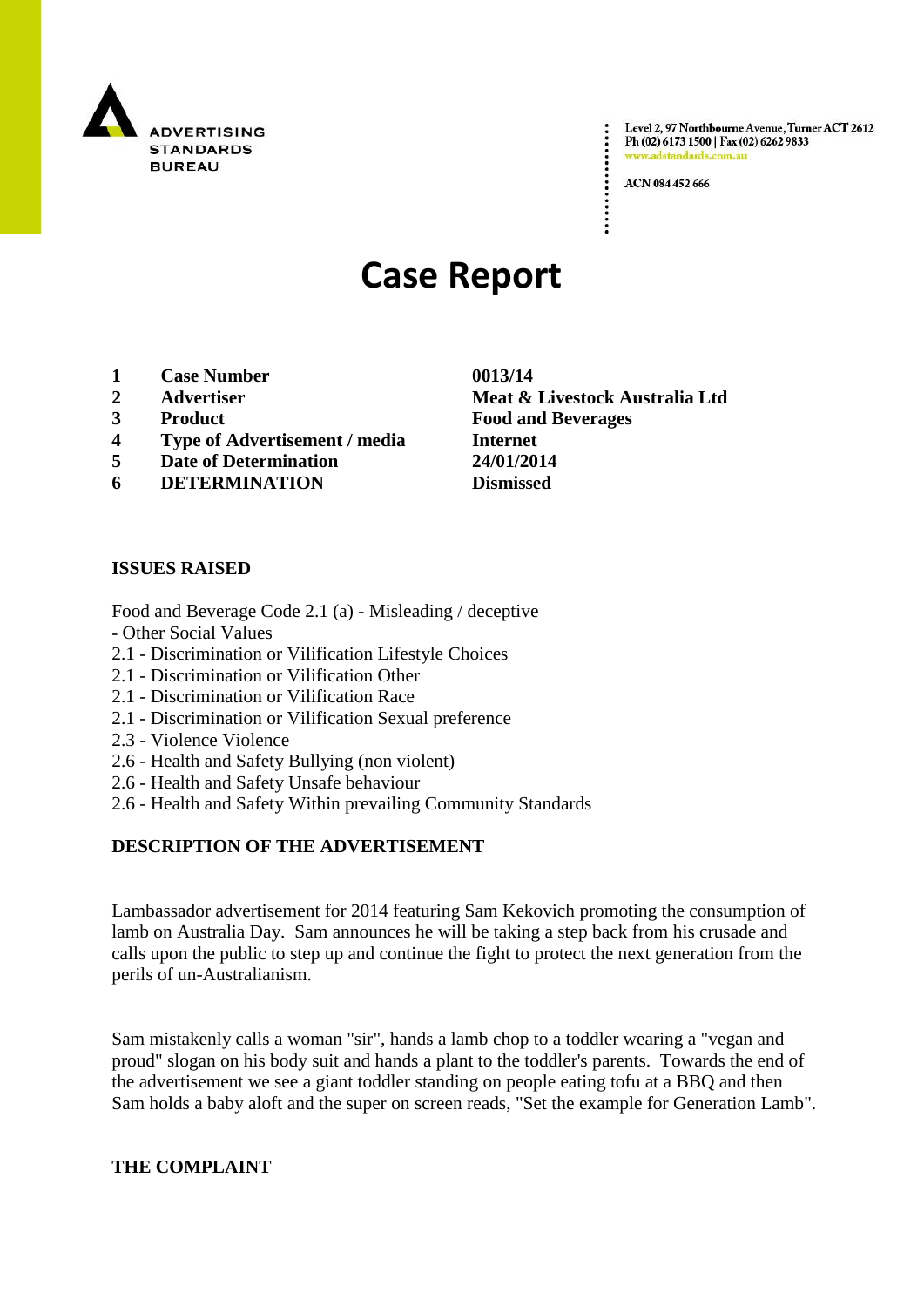ADVERTISING STANDARDS BUREAU

Level 2, 97 Northbourne Avenue, Turner ACT 2612
Ph (02) 6173 1500 | Fax (02) 6262 9833
www.adstandards.com.au

ACN 084 452 666

# Case Report

| | | |
|---|---|---|
| 1 | **Case Number** | **0013/14** |
| 2 | **Advertiser** | **Meat & Livestock Australia Ltd** |
| 3 | **Product** | **Food and Beverages** |
| 4 | **Type of Advertisement / media** | **Internet** |
| 5 | **Date of Determination** | **24/01/2014** |
| 6 | **DETERMINATION** | **Dismissed** |

**ISSUES RAISED**

Food and Beverage Code 2.1 (a) - Misleading / deceptive
- Other Social Values
2.1 - Discrimination or Vilification Lifestyle Choices
2.1 - Discrimination or Vilification Other
2.1 - Discrimination or Vilification Race
2.1 - Discrimination or Vilification Sexual preference
2.3 - Violence Violence
2.6 - Health and Safety Bullying (non violent)
2.6 - Health and Safety Unsafe behaviour
2.6 - Health and Safety Within prevailing Community Standards

**DESCRIPTION OF THE ADVERTISEMENT**

Lambassador advertisement for 2014 featuring Sam Kekovich promoting the consumption of lamb on Australia Day. Sam announces he will be taking a step back from his crusade and calls upon the public to step up and continue the fight to protect the next generation from the perils of un-Australianism.

Sam mistakenly calls a woman "sir", hands a lamb chop to a toddler wearing a "vegan and proud" slogan on his body suit and hands a plant to the toddler's parents. Towards the end of the advertisement we see a giant toddler standing on people eating tofu at a BBQ and then Sam holds a baby aloft and the super on screen reads, "Set the example for Generation Lamb".

**THE COMPLAINT**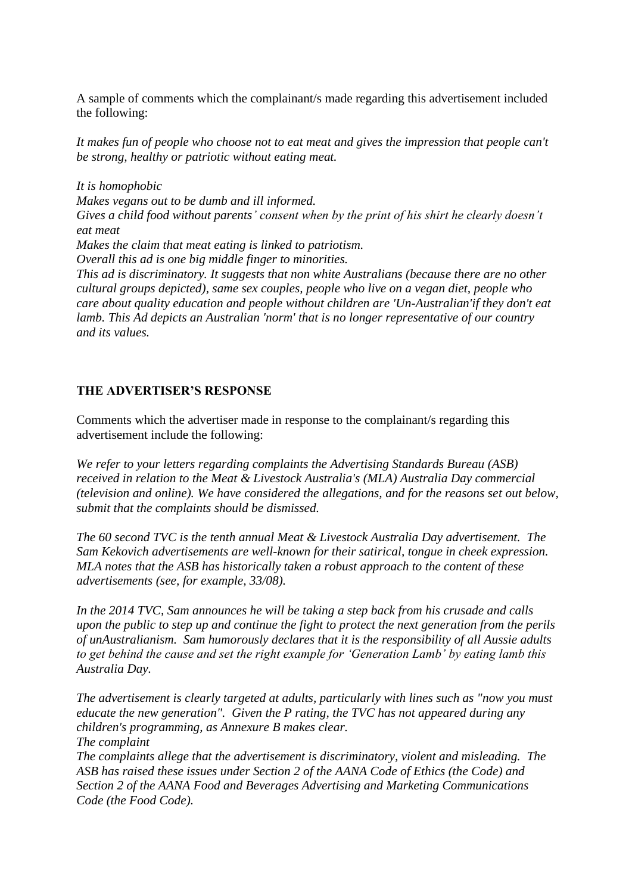A sample of comments which the complainant/s made regarding this advertisement included the following:

*It makes fun of people who choose not to eat meat and gives the impression that people can't be strong, healthy or patriotic without eating meat.*

*It is homophobic*
*Makes vegans out to be dumb and ill informed.*
*Gives a child food without parents' consent when by the print of his shirt he clearly doesn't eat meat*
*Makes the claim that meat eating is linked to patriotism.*
*Overall this ad is one big middle finger to minorities.*
*This ad is discriminatory. It suggests that non white Australians (because there are no other cultural groups depicted), same sex couples, people who live on a vegan diet, people who care about quality education and people without children are 'Un-Australian'if they don't eat lamb. This Ad depicts an Australian 'norm' that is no longer representative of our country and its values.*

## THE ADVERTISER'S RESPONSE

Comments which the advertiser made in response to the complainant/s regarding this advertisement include the following:

*We refer to your letters regarding complaints the Advertising Standards Bureau (ASB) received in relation to the Meat & Livestock Australia's (MLA) Australia Day commercial (television and online). We have considered the allegations, and for the reasons set out below, submit that the complaints should be dismissed.*

*The 60 second TVC is the tenth annual Meat & Livestock Australia Day advertisement. The Sam Kekovich advertisements are well-known for their satirical, tongue in cheek expression. MLA notes that the ASB has historically taken a robust approach to the content of these advertisements (see, for example, 33/08).*

*In the 2014 TVC, Sam announces he will be taking a step back from his crusade and calls upon the public to step up and continue the fight to protect the next generation from the perils of unAustralianism. Sam humorously declares that it is the responsibility of all Aussie adults to get behind the cause and set the right example for 'Generation Lamb' by eating lamb this Australia Day.*

*The advertisement is clearly targeted at adults, particularly with lines such as "now you must educate the new generation". Given the P rating, the TVC has not appeared during any children's programming, as Annexure B makes clear.*
*The complaint*
*The complaints allege that the advertisement is discriminatory, violent and misleading. The ASB has raised these issues under Section 2 of the AANA Code of Ethics (the Code) and Section 2 of the AANA Food and Beverages Advertising and Marketing Communications Code (the Food Code).*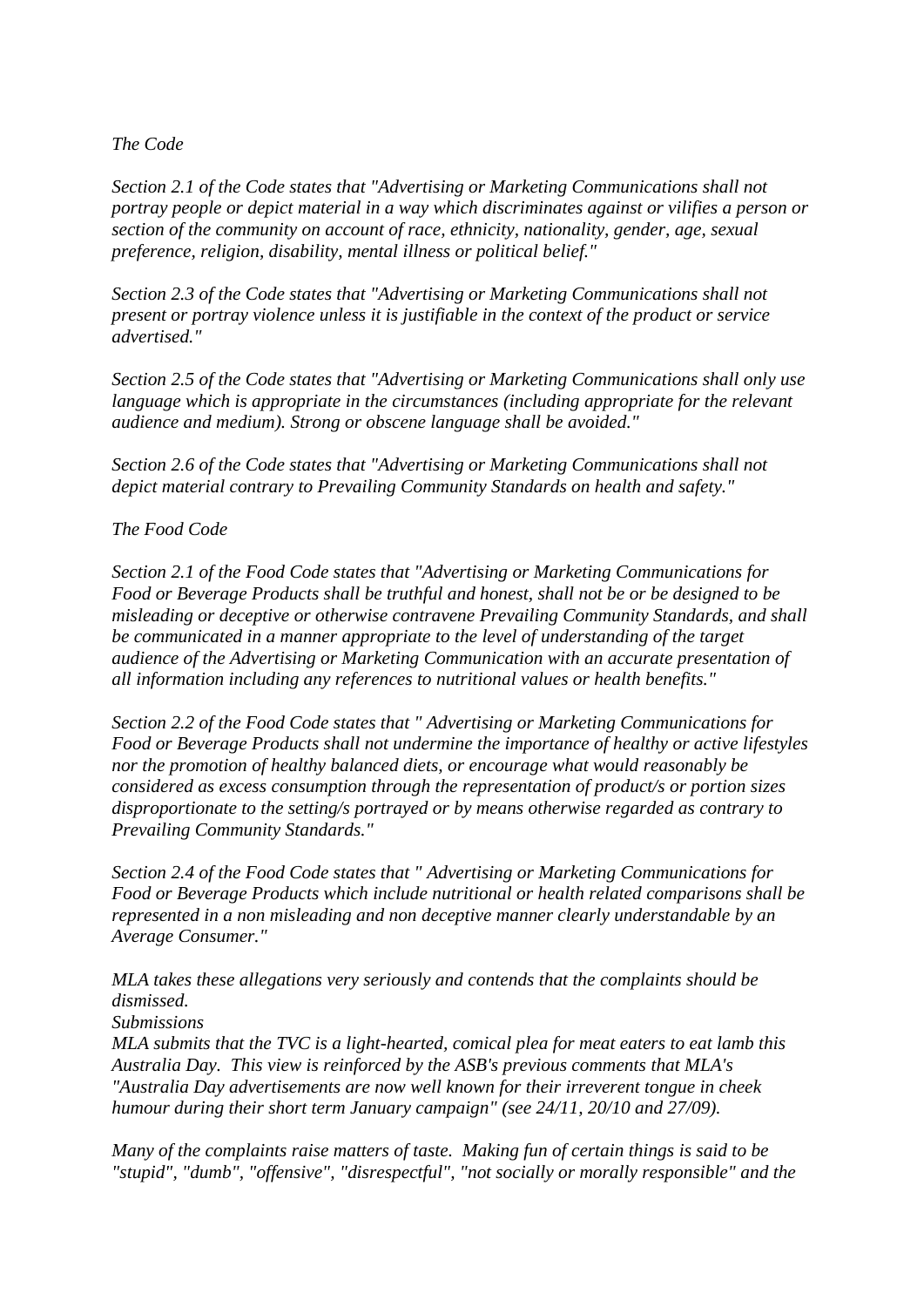*The Code*

*Section 2.1 of the Code states that "Advertising or Marketing Communications shall not portray people or depict material in a way which discriminates against or vilifies a person or section of the community on account of race, ethnicity, nationality, gender, age, sexual preference, religion, disability, mental illness or political belief."*

*Section 2.3 of the Code states that "Advertising or Marketing Communications shall not present or portray violence unless it is justifiable in the context of the product or service advertised."*

*Section 2.5 of the Code states that "Advertising or Marketing Communications shall only use language which is appropriate in the circumstances (including appropriate for the relevant audience and medium). Strong or obscene language shall be avoided."*

*Section 2.6 of the Code states that "Advertising or Marketing Communications shall not depict material contrary to Prevailing Community Standards on health and safety."*

*The Food Code*

*Section 2.1 of the Food Code states that "Advertising or Marketing Communications for Food or Beverage Products shall be truthful and honest, shall not be or be designed to be misleading or deceptive or otherwise contravene Prevailing Community Standards, and shall be communicated in a manner appropriate to the level of understanding of the target audience of the Advertising or Marketing Communication with an accurate presentation of all information including any references to nutritional values or health benefits."*

*Section 2.2 of the Food Code states that " Advertising or Marketing Communications for Food or Beverage Products shall not undermine the importance of healthy or active lifestyles nor the promotion of healthy balanced diets, or encourage what would reasonably be considered as excess consumption through the representation of product/s or portion sizes disproportionate to the setting/s portrayed or by means otherwise regarded as contrary to Prevailing Community Standards."*

*Section 2.4 of the Food Code states that " Advertising or Marketing Communications for Food or Beverage Products which include nutritional or health related comparisons shall be represented in a non misleading and non deceptive manner clearly understandable by an Average Consumer."*

*MLA takes these allegations very seriously and contends that the complaints should be dismissed.*

*Submissions*

*MLA submits that the TVC is a light-hearted, comical plea for meat eaters to eat lamb this Australia Day. This view is reinforced by the ASB's previous comments that MLA's "Australia Day advertisements are now well known for their irreverent tongue in cheek humour during their short term January campaign" (see 24/11, 20/10 and 27/09).*

*Many of the complaints raise matters of taste. Making fun of certain things is said to be "stupid", "dumb", "offensive", "disrespectful", "not socially or morally responsible" and the*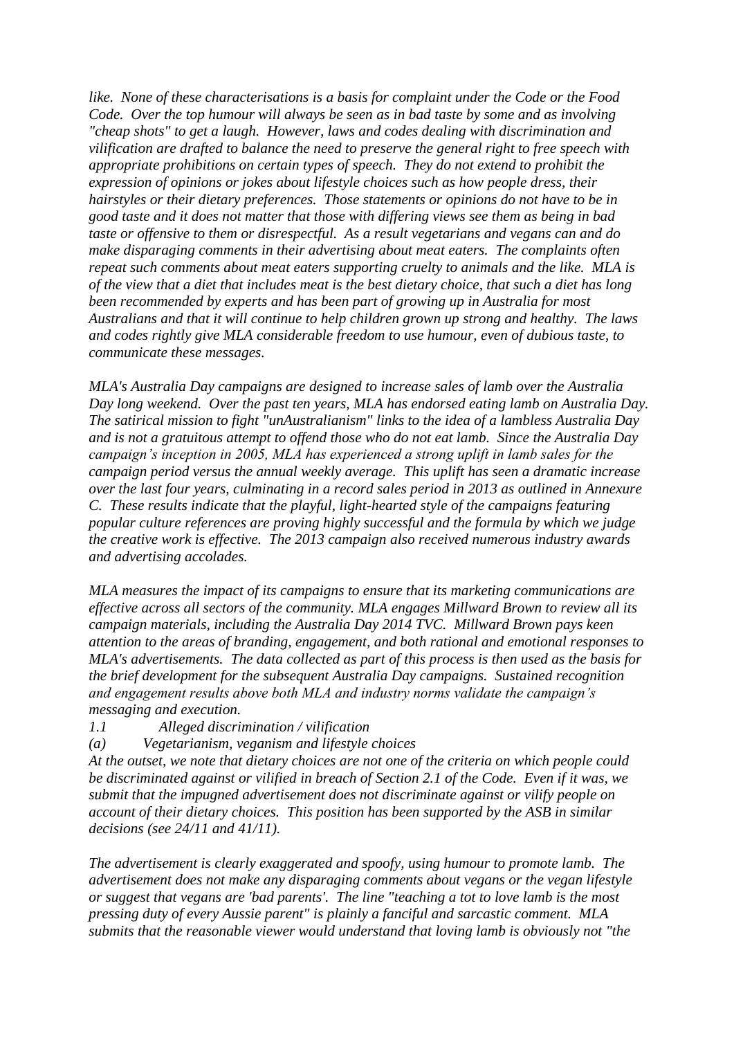*like. None of these characterisations is a basis for complaint under the Code or the Food Code. Over the top humour will always be seen as in bad taste by some and as involving "cheap shots" to get a laugh. However, laws and codes dealing with discrimination and vilification are drafted to balance the need to preserve the general right to free speech with appropriate prohibitions on certain types of speech. They do not extend to prohibit the expression of opinions or jokes about lifestyle choices such as how people dress, their hairstyles or their dietary preferences. Those statements or opinions do not have to be in good taste and it does not matter that those with differing views see them as being in bad taste or offensive to them or disrespectful. As a result vegetarians and vegans can and do make disparaging comments in their advertising about meat eaters. The complaints often repeat such comments about meat eaters supporting cruelty to animals and the like. MLA is of the view that a diet that includes meat is the best dietary choice, that such a diet has long been recommended by experts and has been part of growing up in Australia for most Australians and that it will continue to help children grown up strong and healthy. The laws and codes rightly give MLA considerable freedom to use humour, even of dubious taste, to communicate these messages.*

*MLA's Australia Day campaigns are designed to increase sales of lamb over the Australia Day long weekend. Over the past ten years, MLA has endorsed eating lamb on Australia Day. The satirical mission to fight "unAustralianism" links to the idea of a lambless Australia Day and is not a gratuitous attempt to offend those who do not eat lamb. Since the Australia Day campaign's inception in 2005, MLA has experienced a strong uplift in lamb sales for the campaign period versus the annual weekly average. This uplift has seen a dramatic increase over the last four years, culminating in a record sales period in 2013 as outlined in Annexure C. These results indicate that the playful, light-hearted style of the campaigns featuring popular culture references are proving highly successful and the formula by which we judge the creative work is effective. The 2013 campaign also received numerous industry awards and advertising accolades.*

*MLA measures the impact of its campaigns to ensure that its marketing communications are effective across all sectors of the community. MLA engages Millward Brown to review all its campaign materials, including the Australia Day 2014 TVC. Millward Brown pays keen attention to the areas of branding, engagement, and both rational and emotional responses to MLA's advertisements. The data collected as part of this process is then used as the basis for the brief development for the subsequent Australia Day campaigns. Sustained recognition and engagement results above both MLA and industry norms validate the campaign's messaging and execution.*

*1.1 Alleged discrimination / vilification*

*(a) Vegetarianism, veganism and lifestyle choices*

*At the outset, we note that dietary choices are not one of the criteria on which people could be discriminated against or vilified in breach of Section 2.1 of the Code. Even if it was, we submit that the impugned advertisement does not discriminate against or vilify people on account of their dietary choices. This position has been supported by the ASB in similar decisions (see 24/11 and 41/11).*

*The advertisement is clearly exaggerated and spoofy, using humour to promote lamb. The advertisement does not make any disparaging comments about vegans or the vegan lifestyle or suggest that vegans are 'bad parents'. The line "teaching a tot to love lamb is the most pressing duty of every Aussie parent" is plainly a fanciful and sarcastic comment. MLA submits that the reasonable viewer would understand that loving lamb is obviously not "the*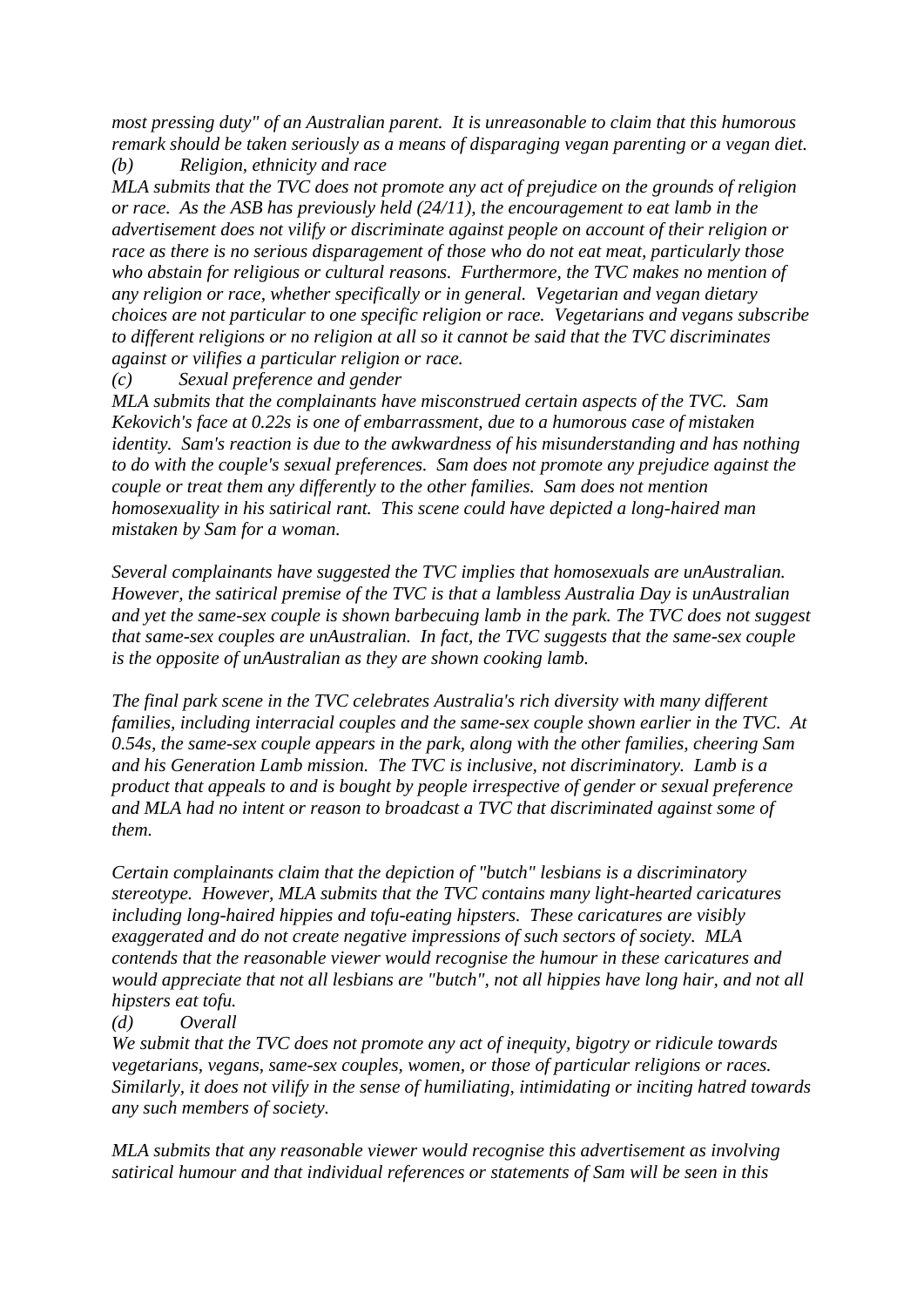*most pressing duty" of an Australian parent. It is unreasonable to claim that this humorous remark should be taken seriously as a means of disparaging vegan parenting or a vegan diet.*

*(b) Religion, ethnicity and race*

*MLA submits that the TVC does not promote any act of prejudice on the grounds of religion or race. As the ASB has previously held (24/11), the encouragement to eat lamb in the advertisement does not vilify or discriminate against people on account of their religion or race as there is no serious disparagement of those who do not eat meat, particularly those who abstain for religious or cultural reasons. Furthermore, the TVC makes no mention of any religion or race, whether specifically or in general. Vegetarian and vegan dietary choices are not particular to one specific religion or race. Vegetarians and vegans subscribe to different religions or no religion at all so it cannot be said that the TVC discriminates against or vilifies a particular religion or race.*

*(c) Sexual preference and gender*

*MLA submits that the complainants have misconstrued certain aspects of the TVC. Sam Kekovich's face at 0.22s is one of embarrassment, due to a humorous case of mistaken identity. Sam's reaction is due to the awkwardness of his misunderstanding and has nothing to do with the couple's sexual preferences. Sam does not promote any prejudice against the couple or treat them any differently to the other families. Sam does not mention homosexuality in his satirical rant. This scene could have depicted a long-haired man mistaken by Sam for a woman.*

*Several complainants have suggested the TVC implies that homosexuals are unAustralian. However, the satirical premise of the TVC is that a lambless Australia Day is unAustralian and yet the same-sex couple is shown barbecuing lamb in the park. The TVC does not suggest that same-sex couples are unAustralian. In fact, the TVC suggests that the same-sex couple is the opposite of unAustralian as they are shown cooking lamb.*

*The final park scene in the TVC celebrates Australia's rich diversity with many different families, including interracial couples and the same-sex couple shown earlier in the TVC. At 0.54s, the same-sex couple appears in the park, along with the other families, cheering Sam and his Generation Lamb mission. The TVC is inclusive, not discriminatory. Lamb is a product that appeals to and is bought by people irrespective of gender or sexual preference and MLA had no intent or reason to broadcast a TVC that discriminated against some of them.*

*Certain complainants claim that the depiction of "butch" lesbians is a discriminatory stereotype. However, MLA submits that the TVC contains many light-hearted caricatures including long-haired hippies and tofu-eating hipsters. These caricatures are visibly exaggerated and do not create negative impressions of such sectors of society. MLA contends that the reasonable viewer would recognise the humour in these caricatures and would appreciate that not all lesbians are "butch", not all hippies have long hair, and not all hipsters eat tofu.*

*(d) Overall*

*We submit that the TVC does not promote any act of inequity, bigotry or ridicule towards vegetarians, vegans, same-sex couples, women, or those of particular religions or races. Similarly, it does not vilify in the sense of humiliating, intimidating or inciting hatred towards any such members of society.*

*MLA submits that any reasonable viewer would recognise this advertisement as involving satirical humour and that individual references or statements of Sam will be seen in this*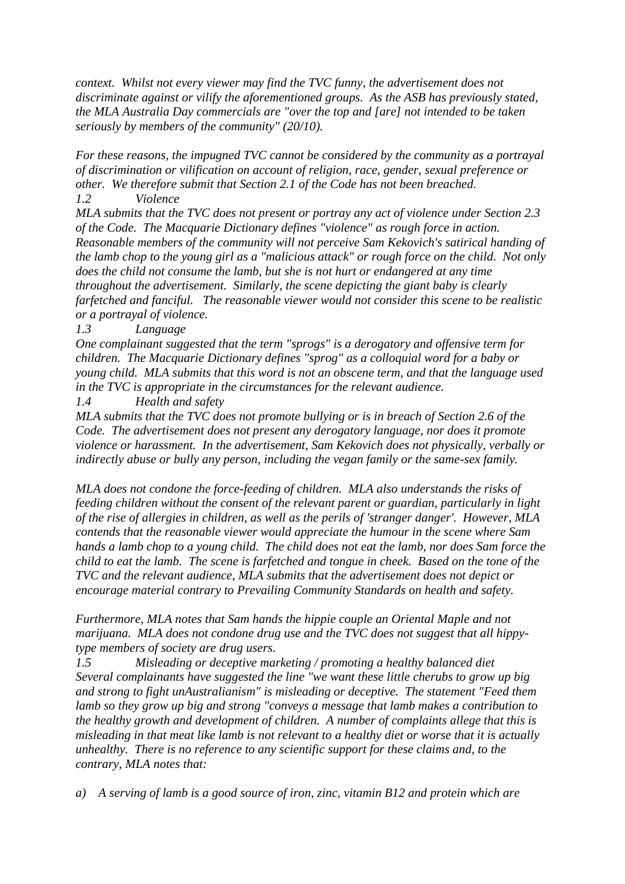*context. Whilst not every viewer may find the TVC funny, the advertisement does not discriminate against or vilify the aforementioned groups. As the ASB has previously stated, the MLA Australia Day commercials are "over the top and [are] not intended to be taken seriously by members of the community" (20/10).*

*For these reasons, the impugned TVC cannot be considered by the community as a portrayal of discrimination or vilification on account of religion, race, gender, sexual preference or other. We therefore submit that Section 2.1 of the Code has not been breached.*

*1.2 Violence*

*MLA submits that the TVC does not present or portray any act of violence under Section 2.3 of the Code. The Macquarie Dictionary defines "violence" as rough force in action. Reasonable members of the community will not perceive Sam Kekovich's satirical handing of the lamb chop to the young girl as a "malicious attack" or rough force on the child. Not only does the child not consume the lamb, but she is not hurt or endangered at any time throughout the advertisement. Similarly, the scene depicting the giant baby is clearly farfetched and fanciful. The reasonable viewer would not consider this scene to be realistic or a portrayal of violence.*

*1.3 Language*

*One complainant suggested that the term "sprogs" is a derogatory and offensive term for children. The Macquarie Dictionary defines "sprog" as a colloquial word for a baby or young child. MLA submits that this word is not an obscene term, and that the language used in the TVC is appropriate in the circumstances for the relevant audience.*

*1.4 Health and safety*

*MLA submits that the TVC does not promote bullying or is in breach of Section 2.6 of the Code. The advertisement does not present any derogatory language, nor does it promote violence or harassment. In the advertisement, Sam Kekovich does not physically, verbally or indirectly abuse or bully any person, including the vegan family or the same-sex family.*

*MLA does not condone the force-feeding of children. MLA also understands the risks of feeding children without the consent of the relevant parent or guardian, particularly in light of the rise of allergies in children, as well as the perils of 'stranger danger'. However, MLA contends that the reasonable viewer would appreciate the humour in the scene where Sam hands a lamb chop to a young child. The child does not eat the lamb, nor does Sam force the child to eat the lamb. The scene is farfetched and tongue in cheek. Based on the tone of the TVC and the relevant audience, MLA submits that the advertisement does not depict or encourage material contrary to Prevailing Community Standards on health and safety.*

*Furthermore, MLA notes that Sam hands the hippie couple an Oriental Maple and not marijuana. MLA does not condone drug use and the TVC does not suggest that all hippy-type members of society are drug users.*

*1.5 Misleading or deceptive marketing / promoting a healthy balanced diet*

*Several complainants have suggested the line "we want these little cherubs to grow up big and strong to fight unAustralianism" is misleading or deceptive. The statement "Feed them lamb so they grow up big and strong "conveys a message that lamb makes a contribution to the healthy growth and development of children. A number of complaints allege that this is misleading in that meat like lamb is not relevant to a healthy diet or worse that it is actually unhealthy. There is no reference to any scientific support for these claims and, to the contrary, MLA notes that:*

*a) A serving of lamb is a good source of iron, zinc, vitamin B12 and protein which are*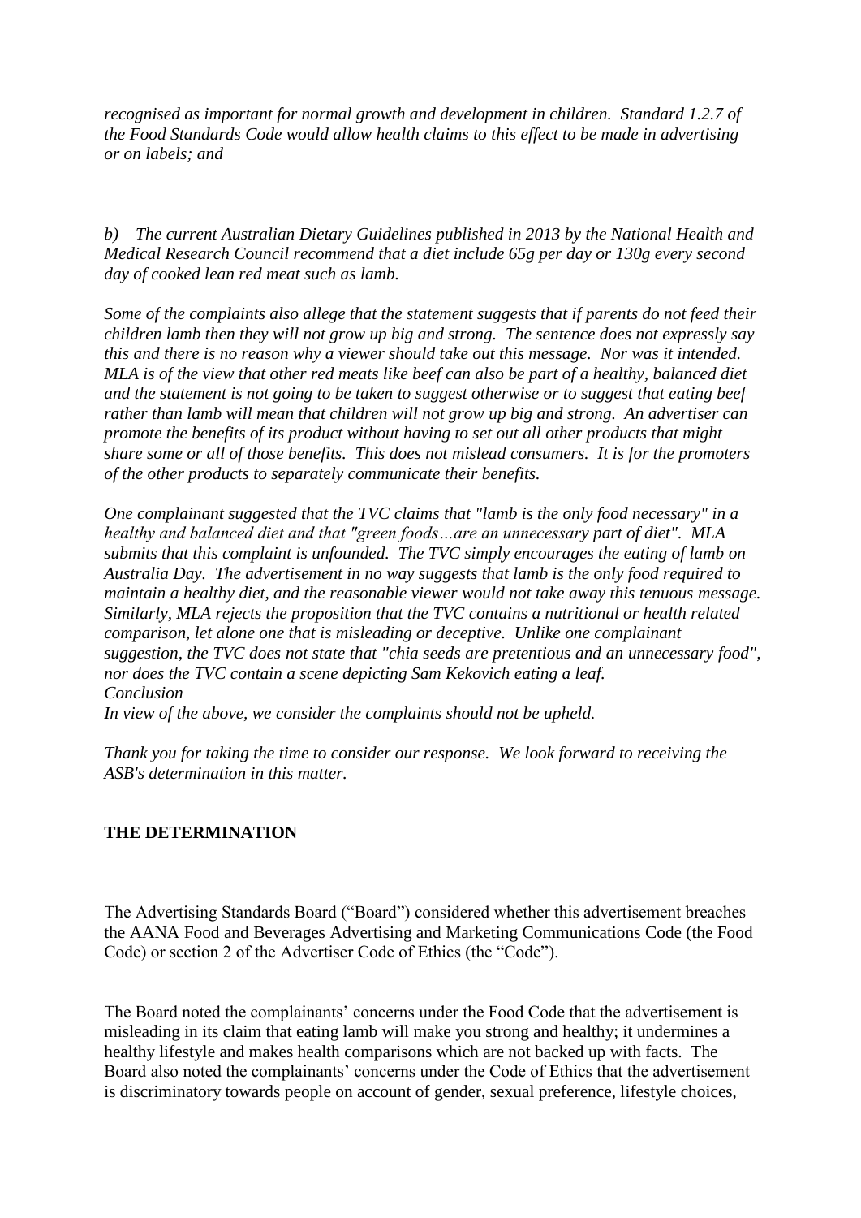*recognised as important for normal growth and development in children. Standard 1.2.7 of the Food Standards Code would allow health claims to this effect to be made in advertising or on labels; and*

*b) The current Australian Dietary Guidelines published in 2013 by the National Health and Medical Research Council recommend that a diet include 65g per day or 130g every second day of cooked lean red meat such as lamb.*

*Some of the complaints also allege that the statement suggests that if parents do not feed their children lamb then they will not grow up big and strong. The sentence does not expressly say this and there is no reason why a viewer should take out this message. Nor was it intended. MLA is of the view that other red meats like beef can also be part of a healthy, balanced diet and the statement is not going to be taken to suggest otherwise or to suggest that eating beef rather than lamb will mean that children will not grow up big and strong. An advertiser can promote the benefits of its product without having to set out all other products that might share some or all of those benefits. This does not mislead consumers. It is for the promoters of the other products to separately communicate their benefits.*

*One complainant suggested that the TVC claims that "lamb is the only food necessary" in a healthy and balanced diet and that "green foods…are an unnecessary part of diet". MLA submits that this complaint is unfounded. The TVC simply encourages the eating of lamb on Australia Day. The advertisement in no way suggests that lamb is the only food required to maintain a healthy diet, and the reasonable viewer would not take away this tenuous message. Similarly, MLA rejects the proposition that the TVC contains a nutritional or health related comparison, let alone one that is misleading or deceptive. Unlike one complainant suggestion, the TVC does not state that "chia seeds are pretentious and an unnecessary food", nor does the TVC contain a scene depicting Sam Kekovich eating a leaf.*
*Conclusion*
*In view of the above, we consider the complaints should not be upheld.*

*Thank you for taking the time to consider our response. We look forward to receiving the ASB's determination in this matter.*

**THE DETERMINATION**

The Advertising Standards Board ("Board") considered whether this advertisement breaches the AANA Food and Beverages Advertising and Marketing Communications Code (the Food Code) or section 2 of the Advertiser Code of Ethics (the "Code").

The Board noted the complainants' concerns under the Food Code that the advertisement is misleading in its claim that eating lamb will make you strong and healthy; it undermines a healthy lifestyle and makes health comparisons which are not backed up with facts. The Board also noted the complainants' concerns under the Code of Ethics that the advertisement is discriminatory towards people on account of gender, sexual preference, lifestyle choices,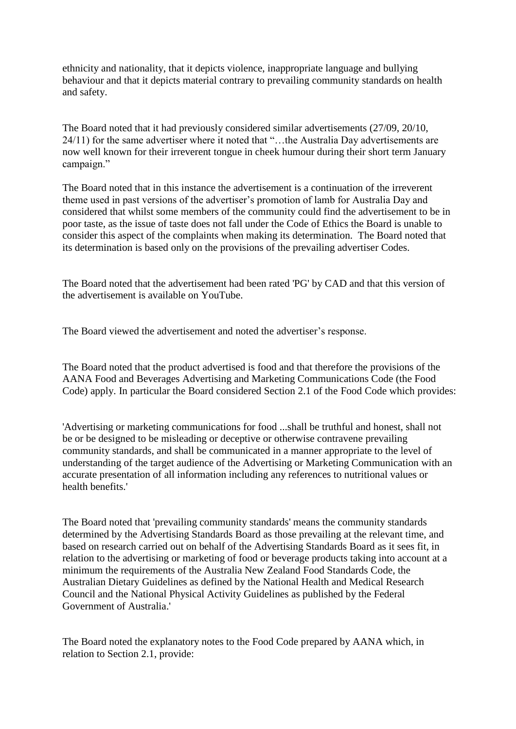ethnicity and nationality, that it depicts violence, inappropriate language and bullying behaviour and that it depicts material contrary to prevailing community standards on health and safety.

The Board noted that it had previously considered similar advertisements (27/09, 20/10, 24/11) for the same advertiser where it noted that "…the Australia Day advertisements are now well known for their irreverent tongue in cheek humour during their short term January campaign."

The Board noted that in this instance the advertisement is a continuation of the irreverent theme used in past versions of the advertiser's promotion of lamb for Australia Day and considered that whilst some members of the community could find the advertisement to be in poor taste, as the issue of taste does not fall under the Code of Ethics the Board is unable to consider this aspect of the complaints when making its determination. The Board noted that its determination is based only on the provisions of the prevailing advertiser Codes.

The Board noted that the advertisement had been rated 'PG' by CAD and that this version of the advertisement is available on YouTube.

The Board viewed the advertisement and noted the advertiser's response.

The Board noted that the product advertised is food and that therefore the provisions of the AANA Food and Beverages Advertising and Marketing Communications Code (the Food Code) apply. In particular the Board considered Section 2.1 of the Food Code which provides:

'Advertising or marketing communications for food ...shall be truthful and honest, shall not be or be designed to be misleading or deceptive or otherwise contravene prevailing community standards, and shall be communicated in a manner appropriate to the level of understanding of the target audience of the Advertising or Marketing Communication with an accurate presentation of all information including any references to nutritional values or health benefits.'

The Board noted that 'prevailing community standards' means the community standards determined by the Advertising Standards Board as those prevailing at the relevant time, and based on research carried out on behalf of the Advertising Standards Board as it sees fit, in relation to the advertising or marketing of food or beverage products taking into account at a minimum the requirements of the Australia New Zealand Food Standards Code, the Australian Dietary Guidelines as defined by the National Health and Medical Research Council and the National Physical Activity Guidelines as published by the Federal Government of Australia.'

The Board noted the explanatory notes to the Food Code prepared by AANA which, in relation to Section 2.1, provide: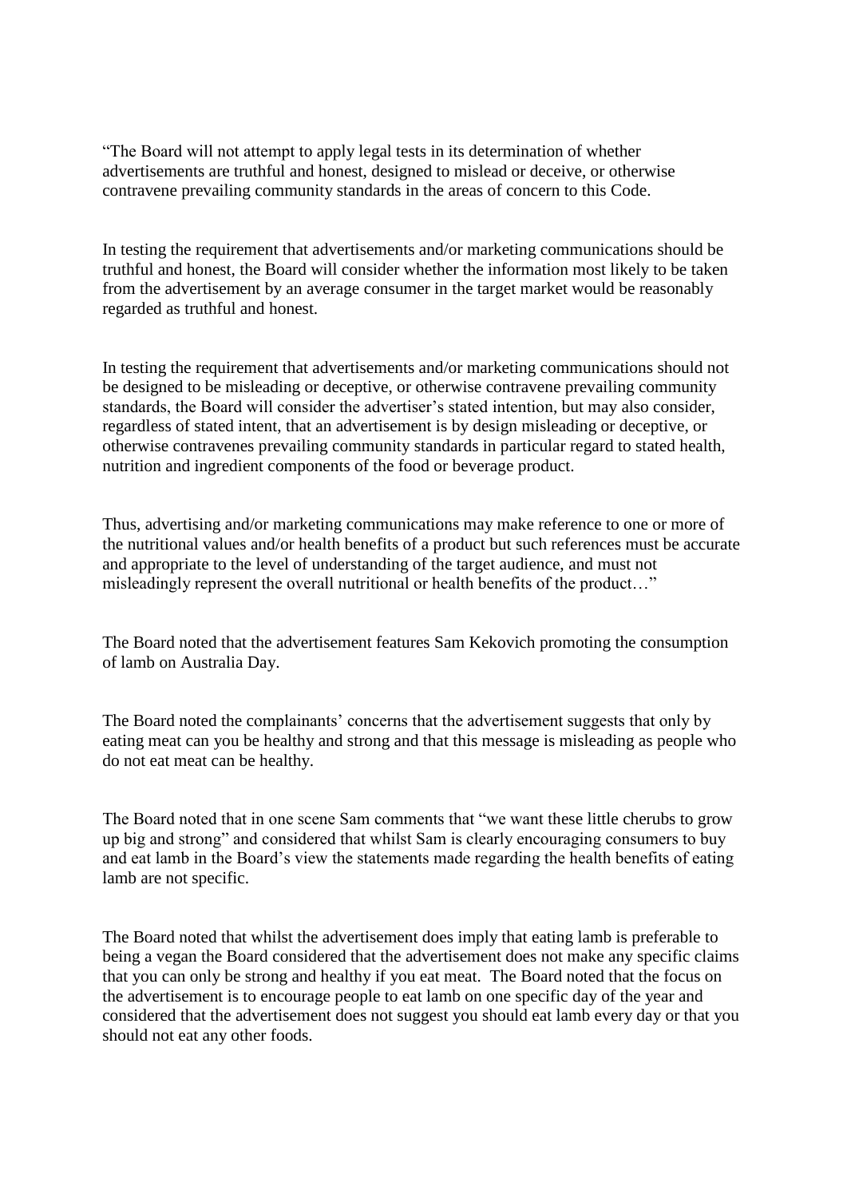"The Board will not attempt to apply legal tests in its determination of whether advertisements are truthful and honest, designed to mislead or deceive, or otherwise contravene prevailing community standards in the areas of concern to this Code.

In testing the requirement that advertisements and/or marketing communications should be truthful and honest, the Board will consider whether the information most likely to be taken from the advertisement by an average consumer in the target market would be reasonably regarded as truthful and honest.

In testing the requirement that advertisements and/or marketing communications should not be designed to be misleading or deceptive, or otherwise contravene prevailing community standards, the Board will consider the advertiser's stated intention, but may also consider, regardless of stated intent, that an advertisement is by design misleading or deceptive, or otherwise contravenes prevailing community standards in particular regard to stated health, nutrition and ingredient components of the food or beverage product.

Thus, advertising and/or marketing communications may make reference to one or more of the nutritional values and/or health benefits of a product but such references must be accurate and appropriate to the level of understanding of the target audience, and must not misleadingly represent the overall nutritional or health benefits of the product…"

The Board noted that the advertisement features Sam Kekovich promoting the consumption of lamb on Australia Day.

The Board noted the complainants' concerns that the advertisement suggests that only by eating meat can you be healthy and strong and that this message is misleading as people who do not eat meat can be healthy.

The Board noted that in one scene Sam comments that "we want these little cherubs to grow up big and strong" and considered that whilst Sam is clearly encouraging consumers to buy and eat lamb in the Board's view the statements made regarding the health benefits of eating lamb are not specific.

The Board noted that whilst the advertisement does imply that eating lamb is preferable to being a vegan the Board considered that the advertisement does not make any specific claims that you can only be strong and healthy if you eat meat. The Board noted that the focus on the advertisement is to encourage people to eat lamb on one specific day of the year and considered that the advertisement does not suggest you should eat lamb every day or that you should not eat any other foods.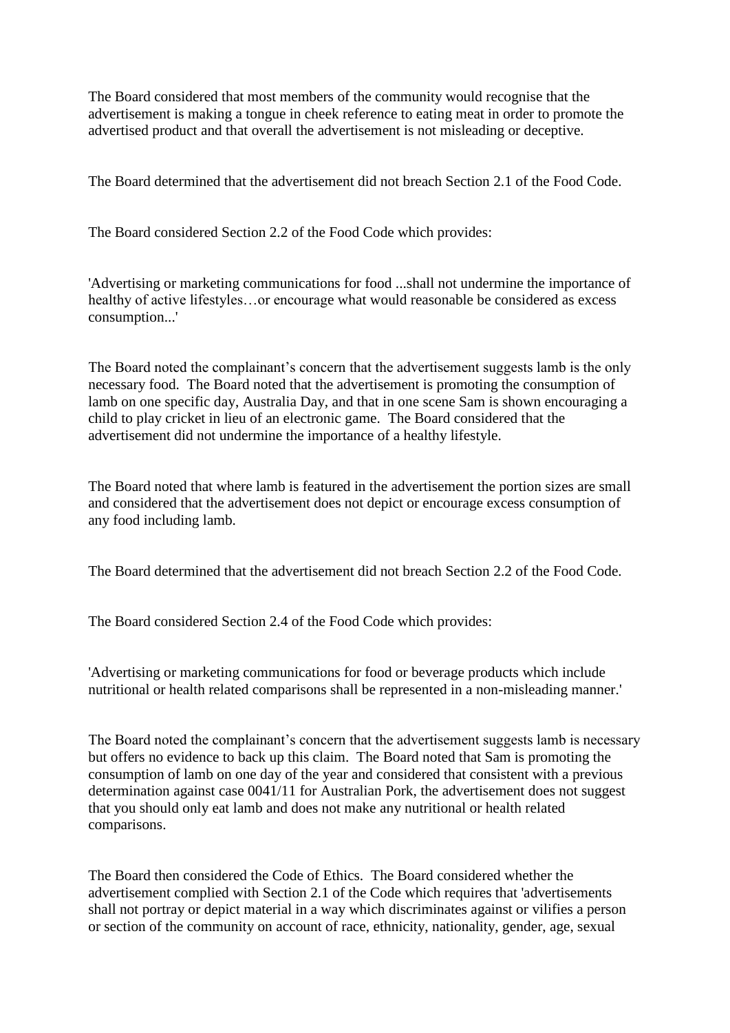The Board considered that most members of the community would recognise that the advertisement is making a tongue in cheek reference to eating meat in order to promote the advertised product and that overall the advertisement is not misleading or deceptive.

The Board determined that the advertisement did not breach Section 2.1 of the Food Code.

The Board considered Section 2.2 of the Food Code which provides:

'Advertising or marketing communications for food ...shall not undermine the importance of healthy of active lifestyles…or encourage what would reasonable be considered as excess consumption...'

The Board noted the complainant's concern that the advertisement suggests lamb is the only necessary food. The Board noted that the advertisement is promoting the consumption of lamb on one specific day, Australia Day, and that in one scene Sam is shown encouraging a child to play cricket in lieu of an electronic game. The Board considered that the advertisement did not undermine the importance of a healthy lifestyle.

The Board noted that where lamb is featured in the advertisement the portion sizes are small and considered that the advertisement does not depict or encourage excess consumption of any food including lamb.

The Board determined that the advertisement did not breach Section 2.2 of the Food Code.

The Board considered Section 2.4 of the Food Code which provides:

'Advertising or marketing communications for food or beverage products which include nutritional or health related comparisons shall be represented in a non-misleading manner.'

The Board noted the complainant's concern that the advertisement suggests lamb is necessary but offers no evidence to back up this claim. The Board noted that Sam is promoting the consumption of lamb on one day of the year and considered that consistent with a previous determination against case 0041/11 for Australian Pork, the advertisement does not suggest that you should only eat lamb and does not make any nutritional or health related comparisons.

The Board then considered the Code of Ethics. The Board considered whether the advertisement complied with Section 2.1 of the Code which requires that 'advertisements shall not portray or depict material in a way which discriminates against or vilifies a person or section of the community on account of race, ethnicity, nationality, gender, age, sexual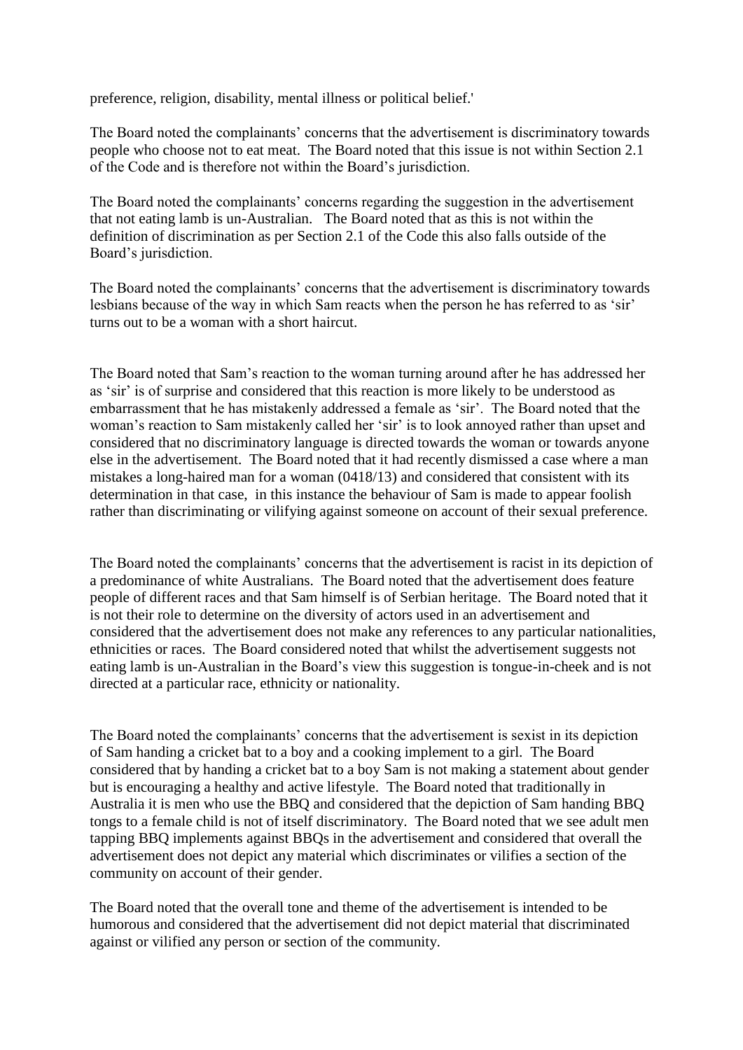preference, religion, disability, mental illness or political belief.'

The Board noted the complainants' concerns that the advertisement is discriminatory towards people who choose not to eat meat. The Board noted that this issue is not within Section 2.1 of the Code and is therefore not within the Board's jurisdiction.

The Board noted the complainants' concerns regarding the suggestion in the advertisement that not eating lamb is un-Australian. The Board noted that as this is not within the definition of discrimination as per Section 2.1 of the Code this also falls outside of the Board's jurisdiction.

The Board noted the complainants' concerns that the advertisement is discriminatory towards lesbians because of the way in which Sam reacts when the person he has referred to as 'sir' turns out to be a woman with a short haircut.

The Board noted that Sam's reaction to the woman turning around after he has addressed her as 'sir' is of surprise and considered that this reaction is more likely to be understood as embarrassment that he has mistakenly addressed a female as 'sir'. The Board noted that the woman's reaction to Sam mistakenly called her 'sir' is to look annoyed rather than upset and considered that no discriminatory language is directed towards the woman or towards anyone else in the advertisement. The Board noted that it had recently dismissed a case where a man mistakes a long-haired man for a woman (0418/13) and considered that consistent with its determination in that case, in this instance the behaviour of Sam is made to appear foolish rather than discriminating or vilifying against someone on account of their sexual preference.

The Board noted the complainants' concerns that the advertisement is racist in its depiction of a predominance of white Australians. The Board noted that the advertisement does feature people of different races and that Sam himself is of Serbian heritage. The Board noted that it is not their role to determine on the diversity of actors used in an advertisement and considered that the advertisement does not make any references to any particular nationalities, ethnicities or races. The Board considered noted that whilst the advertisement suggests not eating lamb is un-Australian in the Board's view this suggestion is tongue-in-cheek and is not directed at a particular race, ethnicity or nationality.

The Board noted the complainants' concerns that the advertisement is sexist in its depiction of Sam handing a cricket bat to a boy and a cooking implement to a girl. The Board considered that by handing a cricket bat to a boy Sam is not making a statement about gender but is encouraging a healthy and active lifestyle. The Board noted that traditionally in Australia it is men who use the BBQ and considered that the depiction of Sam handing BBQ tongs to a female child is not of itself discriminatory. The Board noted that we see adult men tapping BBQ implements against BBQs in the advertisement and considered that overall the advertisement does not depict any material which discriminates or vilifies a section of the community on account of their gender.

The Board noted that the overall tone and theme of the advertisement is intended to be humorous and considered that the advertisement did not depict material that discriminated against or vilified any person or section of the community.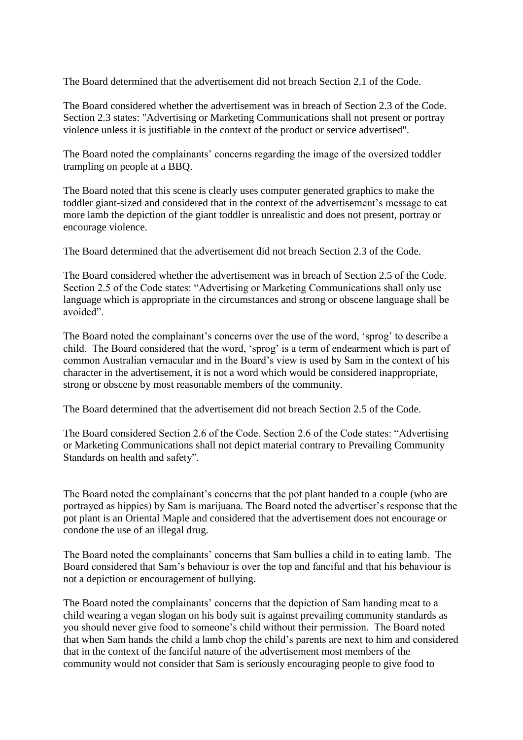The Board determined that the advertisement did not breach Section 2.1 of the Code.

The Board considered whether the advertisement was in breach of Section 2.3 of the Code. Section 2.3 states: "Advertising or Marketing Communications shall not present or portray violence unless it is justifiable in the context of the product or service advertised".

The Board noted the complainants' concerns regarding the image of the oversized toddler trampling on people at a BBQ.

The Board noted that this scene is clearly uses computer generated graphics to make the toddler giant-sized and considered that in the context of the advertisement's message to eat more lamb the depiction of the giant toddler is unrealistic and does not present, portray or encourage violence.

The Board determined that the advertisement did not breach Section 2.3 of the Code.

The Board considered whether the advertisement was in breach of Section 2.5 of the Code. Section 2.5 of the Code states: "Advertising or Marketing Communications shall only use language which is appropriate in the circumstances and strong or obscene language shall be avoided".

The Board noted the complainant's concerns over the use of the word, 'sprog' to describe a child. The Board considered that the word, 'sprog' is a term of endearment which is part of common Australian vernacular and in the Board's view is used by Sam in the context of his character in the advertisement, it is not a word which would be considered inappropriate, strong or obscene by most reasonable members of the community.

The Board determined that the advertisement did not breach Section 2.5 of the Code.

The Board considered Section 2.6 of the Code. Section 2.6 of the Code states: "Advertising or Marketing Communications shall not depict material contrary to Prevailing Community Standards on health and safety".

The Board noted the complainant's concerns that the pot plant handed to a couple (who are portrayed as hippies) by Sam is marijuana. The Board noted the advertiser's response that the pot plant is an Oriental Maple and considered that the advertisement does not encourage or condone the use of an illegal drug.

The Board noted the complainants' concerns that Sam bullies a child in to eating lamb. The Board considered that Sam's behaviour is over the top and fanciful and that his behaviour is not a depiction or encouragement of bullying.

The Board noted the complainants' concerns that the depiction of Sam handing meat to a child wearing a vegan slogan on his body suit is against prevailing community standards as you should never give food to someone's child without their permission. The Board noted that when Sam hands the child a lamb chop the child's parents are next to him and considered that in the context of the fanciful nature of the advertisement most members of the community would not consider that Sam is seriously encouraging people to give food to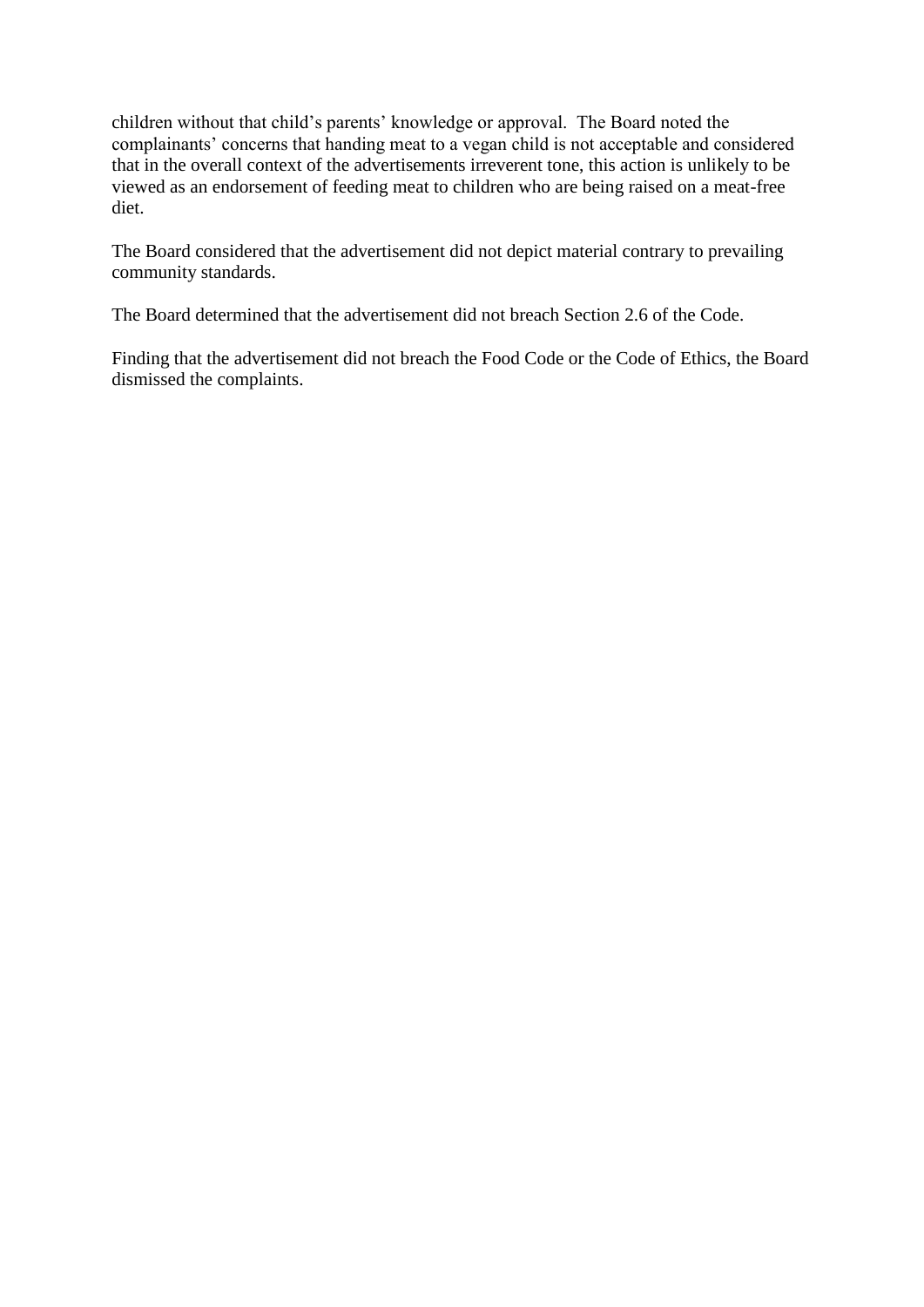children without that child's parents' knowledge or approval. The Board noted the complainants' concerns that handing meat to a vegan child is not acceptable and considered that in the overall context of the advertisements irreverent tone, this action is unlikely to be viewed as an endorsement of feeding meat to children who are being raised on a meat-free diet.

The Board considered that the advertisement did not depict material contrary to prevailing community standards.

The Board determined that the advertisement did not breach Section 2.6 of the Code.

Finding that the advertisement did not breach the Food Code or the Code of Ethics, the Board dismissed the complaints.